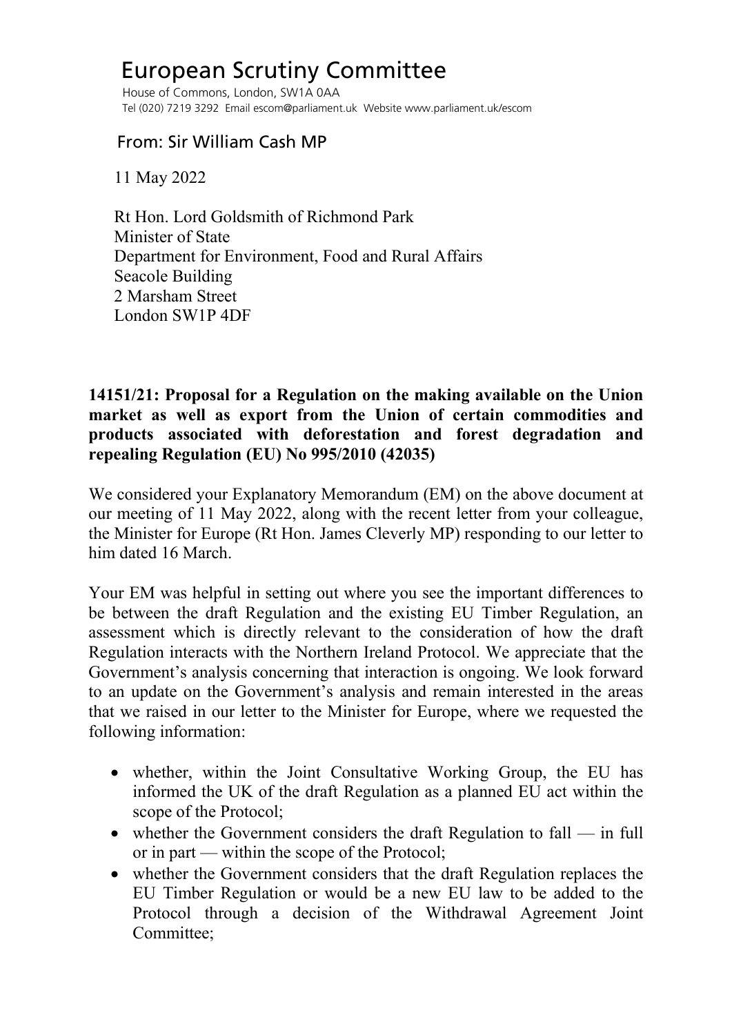# European Scrutiny Committee

House of Commons, London, SW1A 0AA
Tel (020) 7219 3292 Email escom@parliament.uk Website www.parliament.uk/escom

From: Sir William Cash MP

11 May 2022

Rt Hon. Lord Goldsmith of Richmond Park
Minister of State
Department for Environment, Food and Rural Affairs
Seacole Building
2 Marsham Street
London SW1P 4DF

**14151/21: Proposal for a Regulation on the making available on the Union market as well as export from the Union of certain commodities and products associated with deforestation and forest degradation and repealing Regulation (EU) No 995/2010 (42035)**

We considered your Explanatory Memorandum (EM) on the above document at our meeting of 11 May 2022, along with the recent letter from your colleague, the Minister for Europe (Rt Hon. James Cleverly MP) responding to our letter to him dated 16 March.

Your EM was helpful in setting out where you see the important differences to be between the draft Regulation and the existing EU Timber Regulation, an assessment which is directly relevant to the consideration of how the draft Regulation interacts with the Northern Ireland Protocol. We appreciate that the Government's analysis concerning that interaction is ongoing. We look forward to an update on the Government's analysis and remain interested in the areas that we raised in our letter to the Minister for Europe, where we requested the following information:

- whether, within the Joint Consultative Working Group, the EU has informed the UK of the draft Regulation as a planned EU act within the scope of the Protocol;
- whether the Government considers the draft Regulation to fall — in full or in part — within the scope of the Protocol;
- whether the Government considers that the draft Regulation replaces the EU Timber Regulation or would be a new EU law to be added to the Protocol through a decision of the Withdrawal Agreement Joint Committee;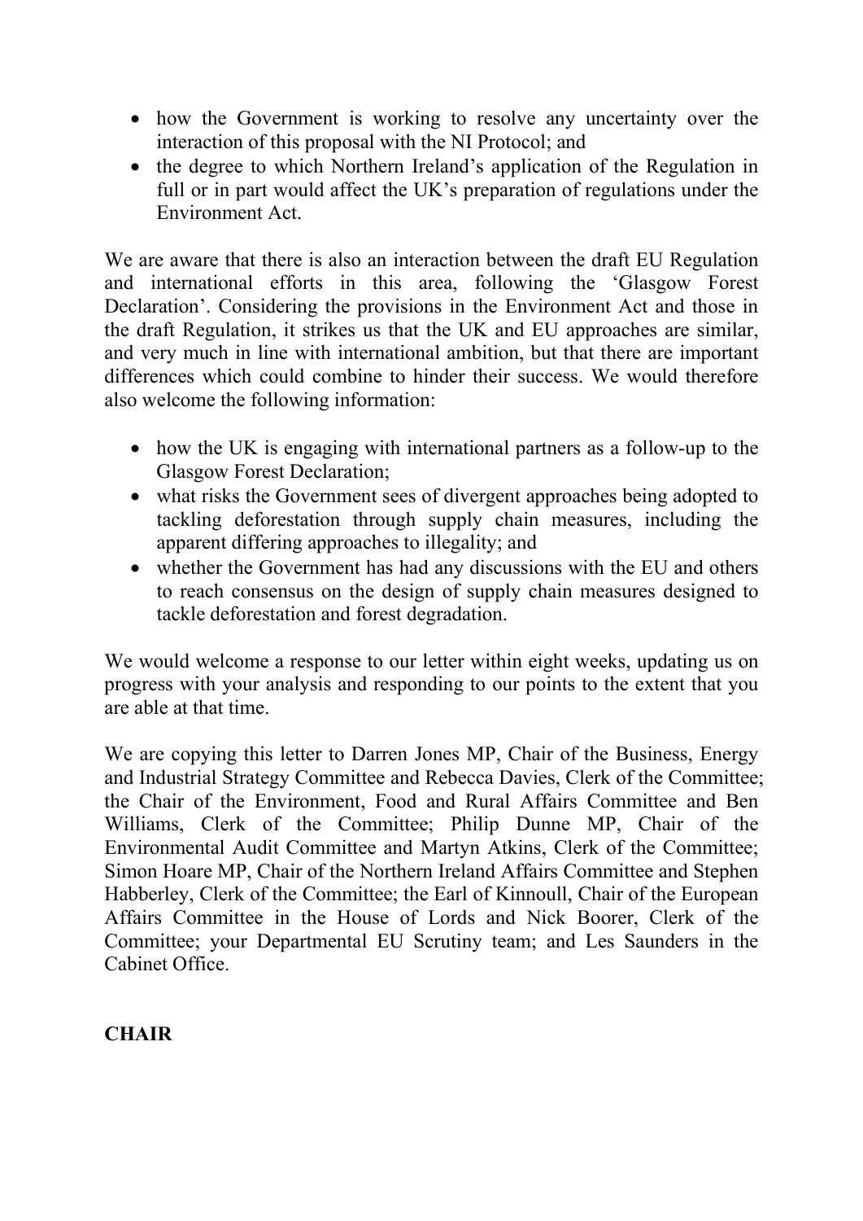- how the Government is working to resolve any uncertainty over the interaction of this proposal with the NI Protocol; and
- the degree to which Northern Ireland's application of the Regulation in full or in part would affect the UK's preparation of regulations under the Environment Act.

We are aware that there is also an interaction between the draft EU Regulation and international efforts in this area, following the 'Glasgow Forest Declaration'. Considering the provisions in the Environment Act and those in the draft Regulation, it strikes us that the UK and EU approaches are similar, and very much in line with international ambition, but that there are important differences which could combine to hinder their success. We would therefore also welcome the following information:

- how the UK is engaging with international partners as a follow-up to the Glasgow Forest Declaration;
- what risks the Government sees of divergent approaches being adopted to tackling deforestation through supply chain measures, including the apparent differing approaches to illegality; and
- whether the Government has had any discussions with the EU and others to reach consensus on the design of supply chain measures designed to tackle deforestation and forest degradation.

We would welcome a response to our letter within eight weeks, updating us on progress with your analysis and responding to our points to the extent that you are able at that time.

We are copying this letter to Darren Jones MP, Chair of the Business, Energy and Industrial Strategy Committee and Rebecca Davies, Clerk of the Committee; the Chair of the Environment, Food and Rural Affairs Committee and Ben Williams, Clerk of the Committee; Philip Dunne MP, Chair of the Environmental Audit Committee and Martyn Atkins, Clerk of the Committee; Simon Hoare MP, Chair of the Northern Ireland Affairs Committee and Stephen Habberley, Clerk of the Committee; the Earl of Kinnoull, Chair of the European Affairs Committee in the House of Lords and Nick Boorer, Clerk of the Committee; your Departmental EU Scrutiny team; and Les Saunders in the Cabinet Office.

**CHAIR**